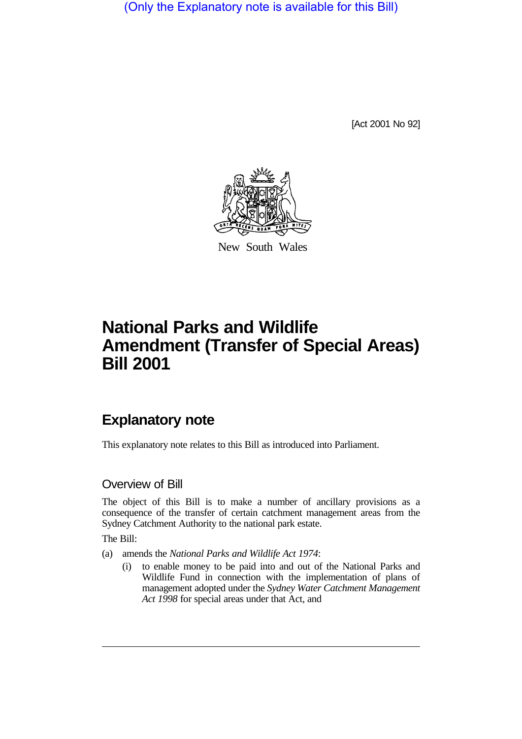(Only the Explanatory note is available for this Bill)

[Act 2001 No 92]

New South Wales

# National Parks and Wildlife Amendment (Transfer of Special Areas) Bill 2001

## Explanatory note

This explanatory note relates to this Bill as introduced into Parliament.

### Overview of Bill

The object of this Bill is to make a number of ancillary provisions as a consequence of the transfer of certain catchment management areas from the Sydney Catchment Authority to the national park estate.

The Bill:

(a) amends the *National Parks and Wildlife Act 1974*:

(i) to enable money to be paid into and out of the National Parks and Wildlife Fund in connection with the implementation of plans of management adopted under the *Sydney Water Catchment Management Act 1998* for special areas under that Act, and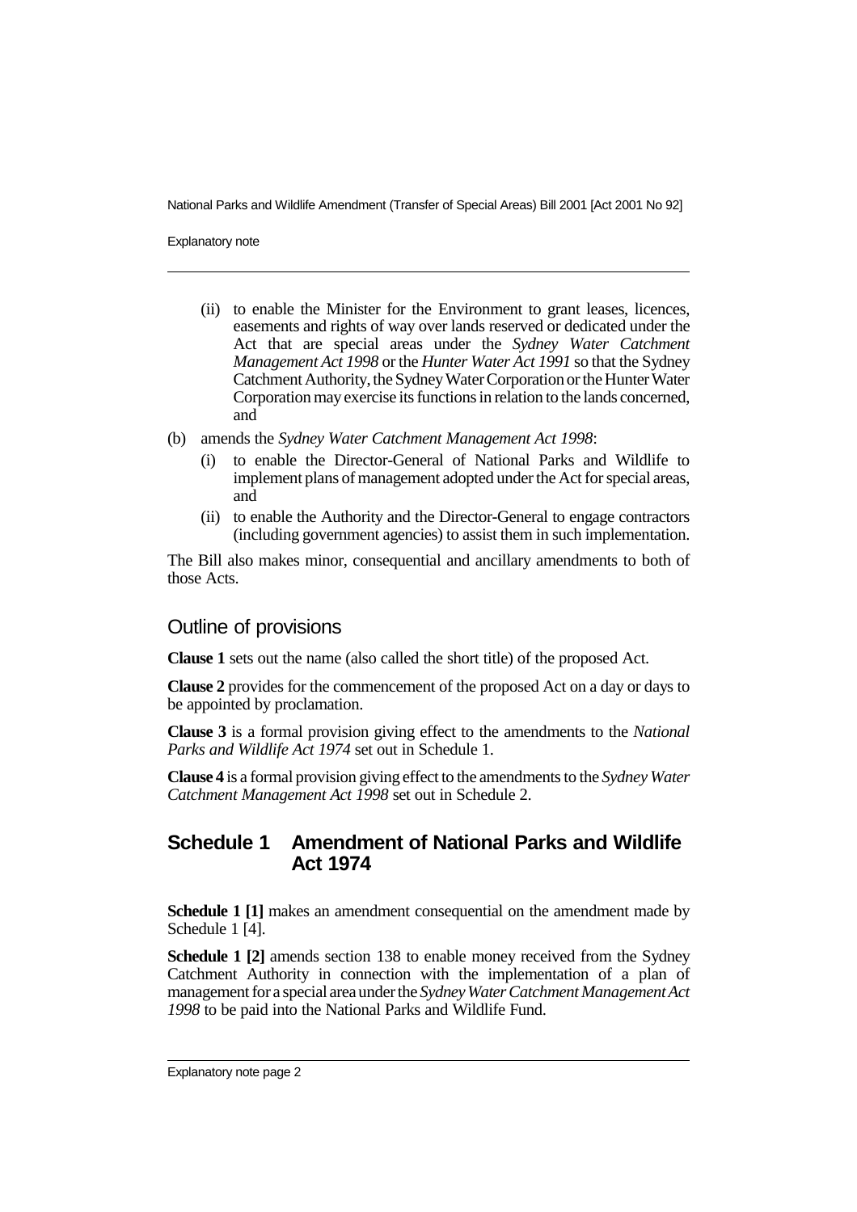(ii) to enable the Minister for the Environment to grant leases, licences, easements and rights of way over lands reserved or dedicated under the Act that are special areas under the *Sydney Water Catchment Management Act 1998* or the *Hunter Water Act 1991* so that the Sydney Catchment Authority, the Sydney Water Corporation or the Hunter Water Corporation may exercise its functions in relation to the lands concerned, and

(b) amends the *Sydney Water Catchment Management Act 1998*:

(i) to enable the Director-General of National Parks and Wildlife to implement plans of management adopted under the Act for special areas, and

(ii) to enable the Authority and the Director-General to engage contractors (including government agencies) to assist them in such implementation.

The Bill also makes minor, consequential and ancillary amendments to both of those Acts.

## Outline of provisions

**Clause 1** sets out the name (also called the short title) of the proposed Act.

**Clause 2** provides for the commencement of the proposed Act on a day or days to be appointed by proclamation.

**Clause 3** is a formal provision giving effect to the amendments to the *National Parks and Wildlife Act 1974* set out in Schedule 1.

**Clause 4** is a formal provision giving effect to the amendments to the *Sydney Water Catchment Management Act 1998* set out in Schedule 2.

## Schedule 1 Amendment of National Parks and Wildlife Act 1974

**Schedule 1 [1]** makes an amendment consequential on the amendment made by Schedule 1 [4].

**Schedule 1 [2]** amends section 138 to enable money received from the Sydney Catchment Authority in connection with the implementation of a plan of management for a special area under the *Sydney Water Catchment Management Act 1998* to be paid into the National Parks and Wildlife Fund.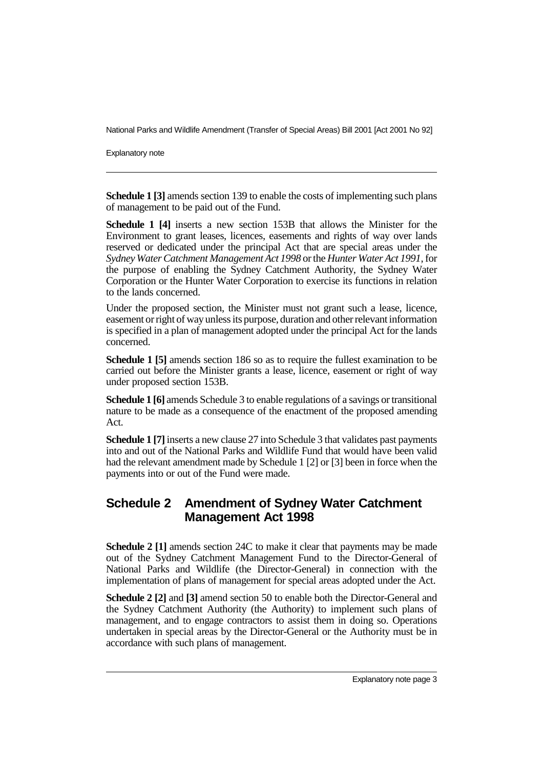**Schedule 1 [3]** amends section 139 to enable the costs of implementing such plans of management to be paid out of the Fund.

**Schedule 1 [4]** inserts a new section 153B that allows the Minister for the Environment to grant leases, licences, easements and rights of way over lands reserved or dedicated under the principal Act that are special areas under the *Sydney Water Catchment Management Act 1998* or the *Hunter Water Act 1991*, for the purpose of enabling the Sydney Catchment Authority, the Sydney Water Corporation or the Hunter Water Corporation to exercise its functions in relation to the lands concerned.

Under the proposed section, the Minister must not grant such a lease, licence, easement or right of way unless its purpose, duration and other relevant information is specified in a plan of management adopted under the principal Act for the lands concerned.

**Schedule 1 [5]** amends section 186 so as to require the fullest examination to be carried out before the Minister grants a lease, licence, easement or right of way under proposed section 153B.

**Schedule 1 [6]** amends Schedule 3 to enable regulations of a savings or transitional nature to be made as a consequence of the enactment of the proposed amending Act.

**Schedule 1 [7]** inserts a new clause 27 into Schedule 3 that validates past payments into and out of the National Parks and Wildlife Fund that would have been valid had the relevant amendment made by Schedule 1 [2] or [3] been in force when the payments into or out of the Fund were made.

## Schedule 2 Amendment of Sydney Water Catchment Management Act 1998

**Schedule 2 [1]** amends section 24C to make it clear that payments may be made out of the Sydney Catchment Management Fund to the Director-General of National Parks and Wildlife (the Director-General) in connection with the implementation of plans of management for special areas adopted under the Act.

**Schedule 2 [2]** and **[3]** amend section 50 to enable both the Director-General and the Sydney Catchment Authority (the Authority) to implement such plans of management, and to engage contractors to assist them in doing so. Operations undertaken in special areas by the Director-General or the Authority must be in accordance with such plans of management.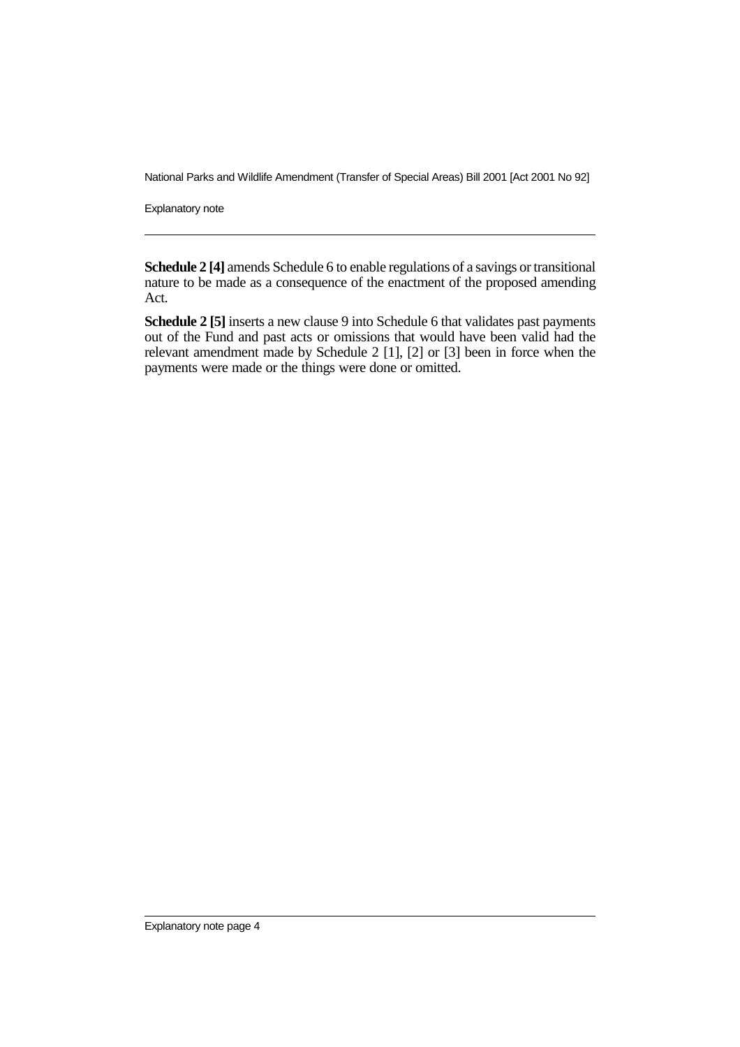**Schedule 2 [4]** amends Schedule 6 to enable regulations of a savings or transitional nature to be made as a consequence of the enactment of the proposed amending Act.

**Schedule 2 [5]** inserts a new clause 9 into Schedule 6 that validates past payments out of the Fund and past acts or omissions that would have been valid had the relevant amendment made by Schedule 2 [1], [2] or [3] been in force when the payments were made or the things were done or omitted.